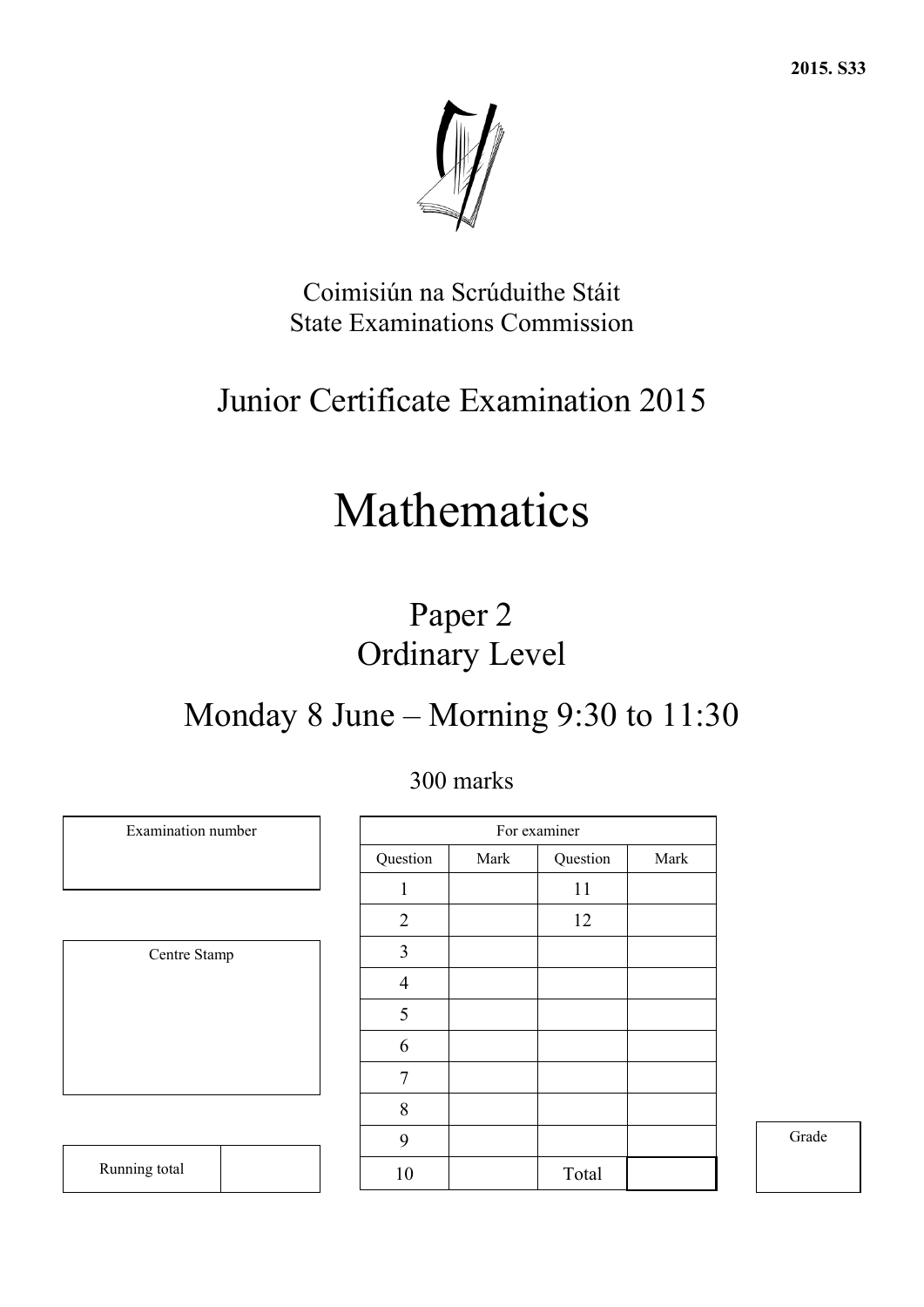2015. S33

Coimisiún na Scrúduithe Stáit
State Examinations Commission

# Junior Certificate Examination 2015

# Mathematics

## Paper 2
## Ordinary Level

## Monday 8 June – Morning 9:30 to 11:30

300 marks

| Examination number |
| --- |
| |

| Centre Stamp |
| --- |
| |

| Running total | |
| --- | --- |

| For examiner | | | |
| --- | --- | --- | --- |
| Question | Mark | Question | Mark |
| 1 | | 11 | |
| 2 | | 12 | |
| 3 | | | |
| 4 | | | |
| 5 | | | |
| 6 | | | |
| 7 | | | |
| 8 | | | |
| 9 | | | |
| 10 | | Total | |

| Grade |
| --- |
| |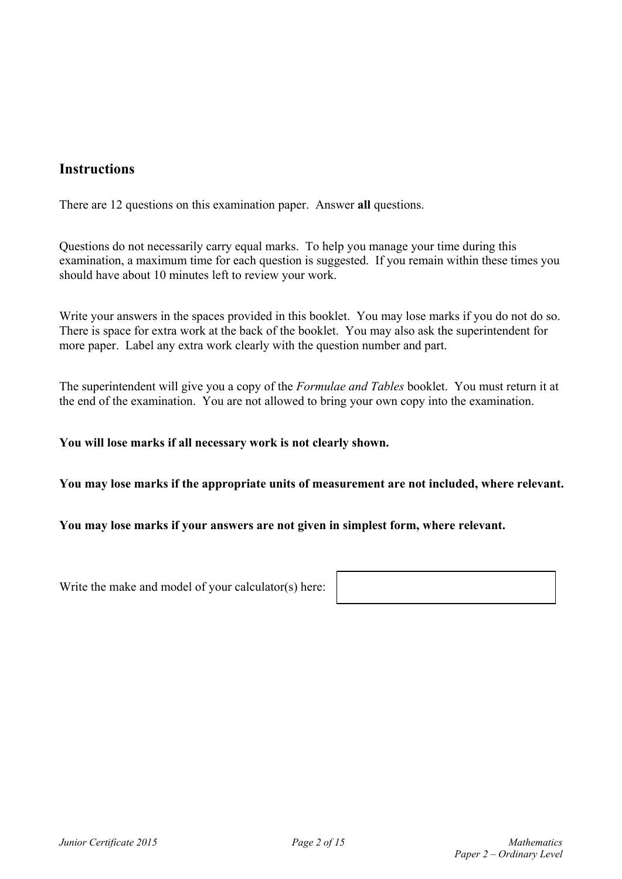## Instructions

There are 12 questions on this examination paper. Answer **all** questions.

Questions do not necessarily carry equal marks. To help you manage your time during this examination, a maximum time for each question is suggested. If you remain within these times you should have about 10 minutes left to review your work.

Write your answers in the spaces provided in this booklet. You may lose marks if you do not do so. There is space for extra work at the back of the booklet. You may also ask the superintendent for more paper. Label any extra work clearly with the question number and part.

The superintendent will give you a copy of the *Formulae and Tables* booklet. You must return it at the end of the examination. You are not allowed to bring your own copy into the examination.

**You will lose marks if all necessary work is not clearly shown.**

**You may lose marks if the appropriate units of measurement are not included, where relevant.**

**You may lose marks if your answers are not given in simplest form, where relevant.**

Write the make and model of your calculator(s) here: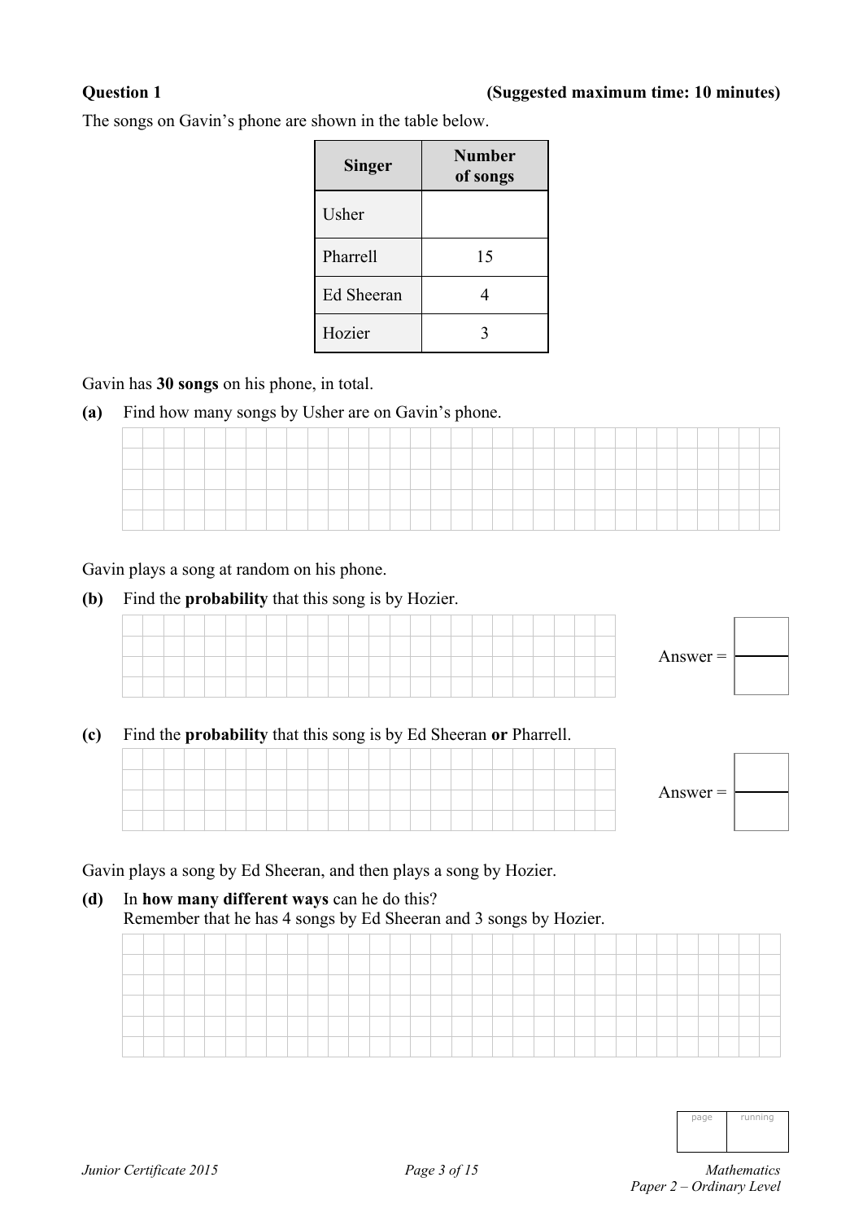**Question 1** **(Suggested maximum time: 10 minutes)**

The songs on Gavin's phone are shown in the table below.

| Singer | Number of songs |
|---|---|
| Usher | |
| Pharrell | 15 |
| Ed Sheeran | 4 |
| Hozier | 3 |

Gavin has **30 songs** on his phone, in total.

**(a)** Find how many songs by Usher are on Gavin's phone.

Gavin plays a song at random on his phone.

**(b)** Find the **probability** that this song is by Hozier.

Answer = 

**(c)** Find the **probability** that this song is by Ed Sheeran **or** Pharrell.

Answer = 

Gavin plays a song by Ed Sheeran, and then plays a song by Hozier.

**(d)** In **how many different ways** can he do this?
Remember that he has 4 songs by Ed Sheeran and 3 songs by Hozier.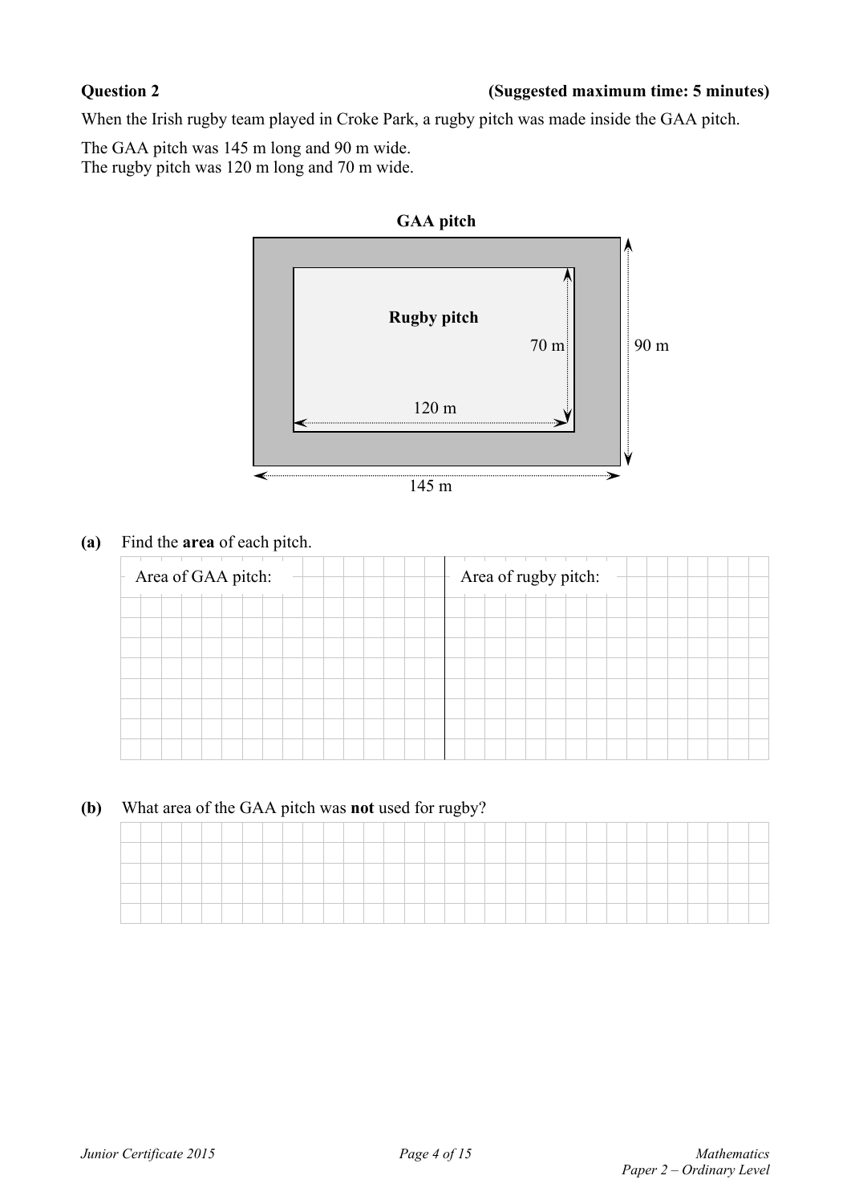**Question 2** **(Suggested maximum time: 5 minutes)**

When the Irish rugby team played in Croke Park, a rugby pitch was made inside the GAA pitch.

The GAA pitch was 145 m long and 90 m wide.
The rugby pitch was 120 m long and 70 m wide.

**GAA pitch**

**Rugby pitch**

70 m

90 m

120 m

145 m

**(a)** Find the **area** of each pitch.

| Area of GAA pitch: | Area of rugby pitch: |
|---|---|
| | |

**(b)** What area of the GAA pitch was **not** used for rugby?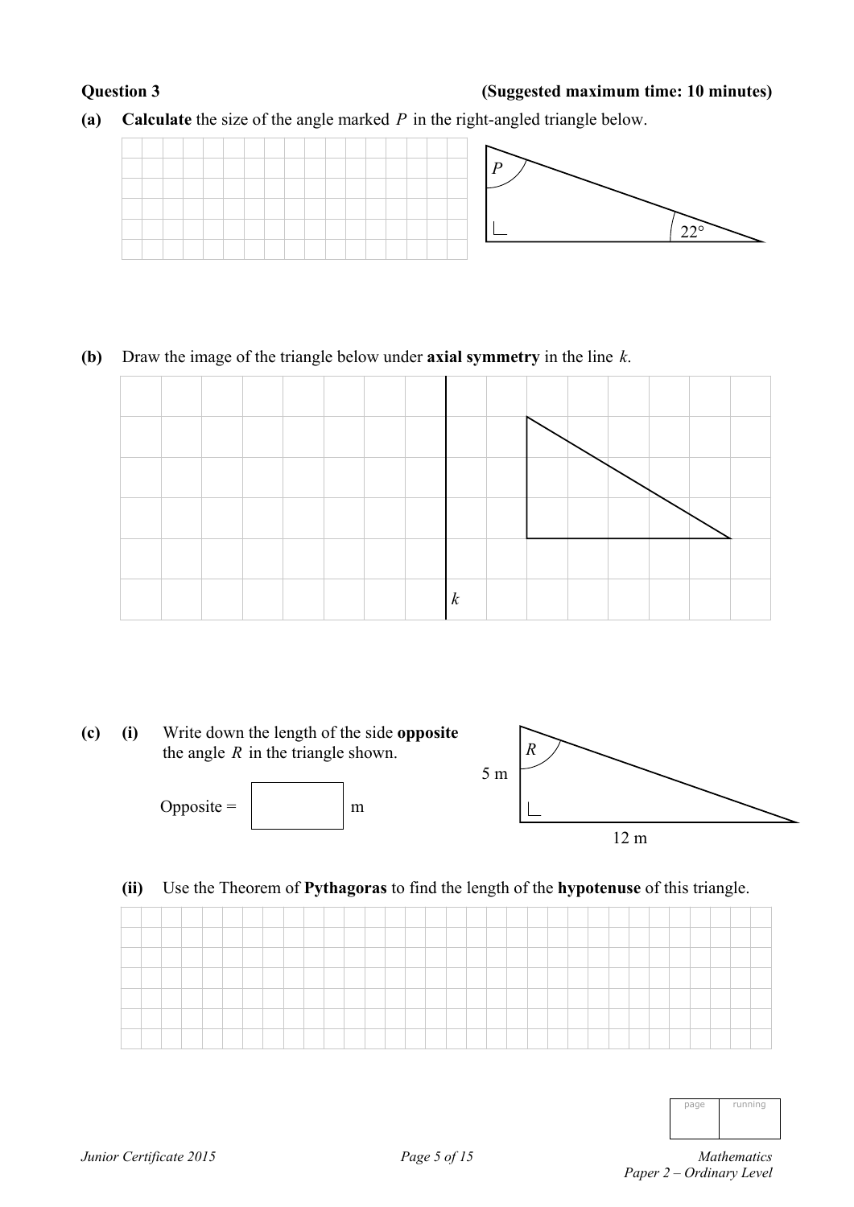**Question 3** **(Suggested maximum time: 10 minutes)**

**(a)** **Calculate** the size of the angle marked $P$ in the right-angled triangle below.

$P$

$22°$

**(b)** Draw the image of the triangle below under **axial symmetry** in the line $k$.

$k$

**(c)** **(i)** Write down the length of the side **opposite** the angle $R$ in the triangle shown.

Opposite = [ ] m

$R$

5 m

12 m

**(ii)** Use the Theorem of **Pythagoras** to find the length of the **hypotenuse** of this triangle.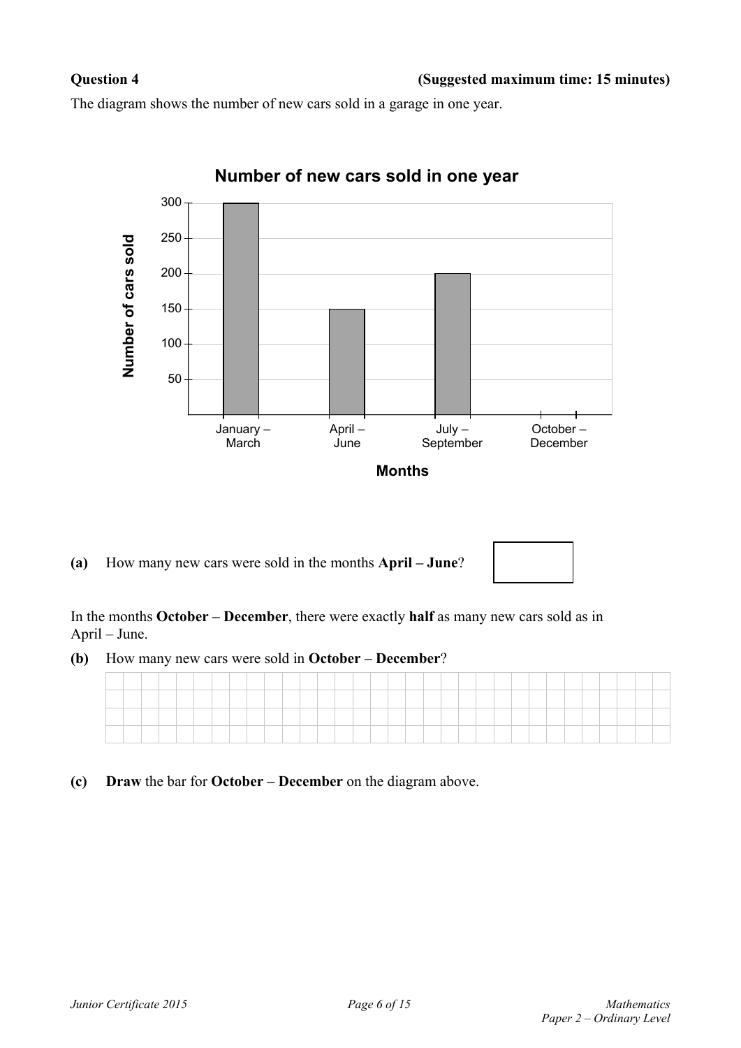**Question 4** **(Suggested maximum time: 15 minutes)**

The diagram shows the number of new cars sold in a garage in one year.

**Number of new cars sold in one year**

| Months | Number of cars sold |
|---|---|
| January – March | 300 |
| April – June | 150 |
| July – September | 200 |
| October – December | |

**(a)** How many new cars were sold in the months **April – June**?

In the months **October – December**, there were exactly **half** as many new cars sold as in April – June.

**(b)** How many new cars were sold in **October – December**?

**(c)** **Draw** the bar for **October – December** on the diagram above.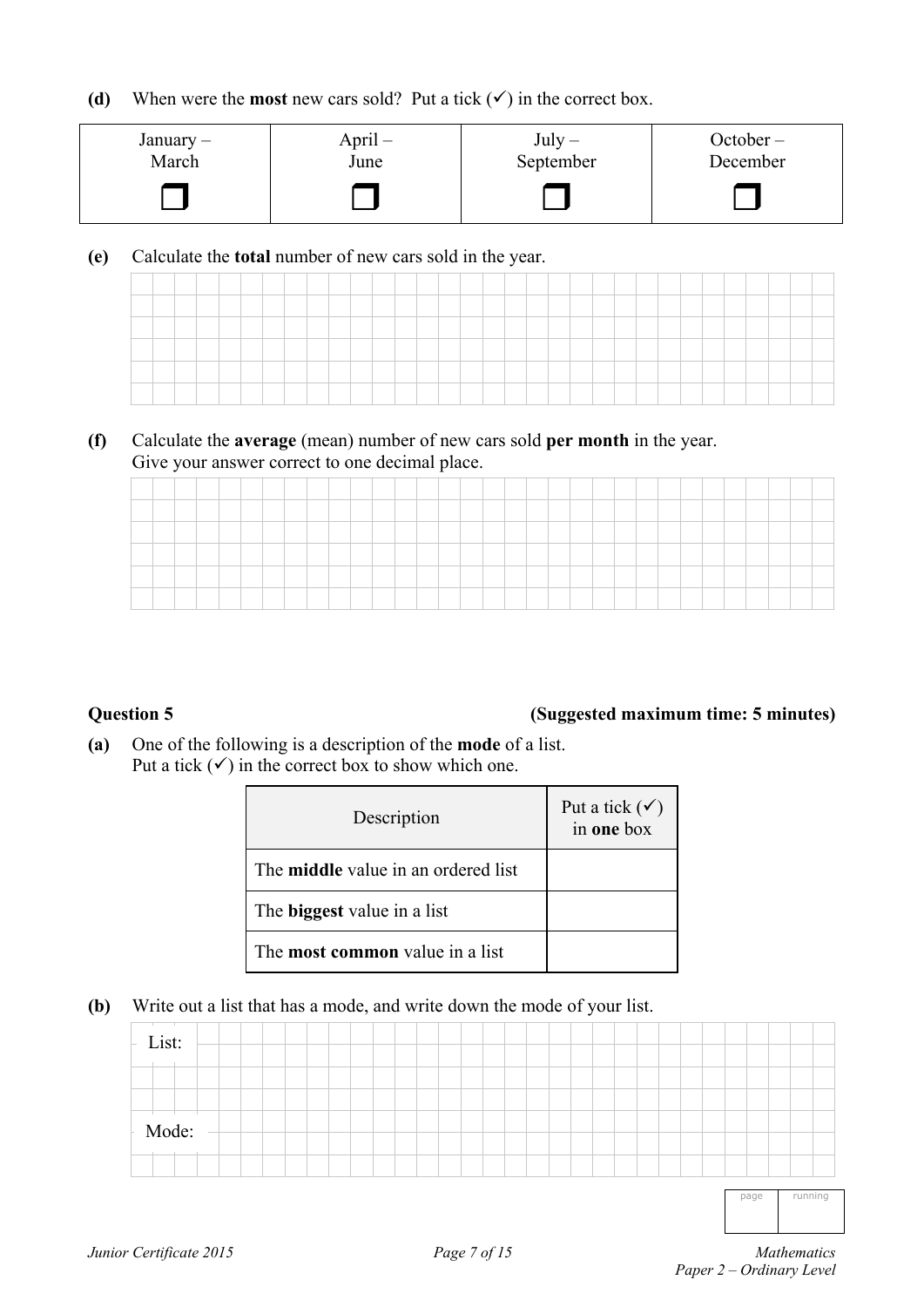**(d)** When were the **most** new cars sold? Put a tick (✓) in the correct box.

| January – March | April – June | July – September | October – December |
|---|---|---|---|
| ❒ | ❒ | ❒ | ❒ |

**(e)** Calculate the **total** number of new cars sold in the year.

**(f)** Calculate the **average** (mean) number of new cars sold **per month** in the year.
Give your answer correct to one decimal place.

**Question 5** **(Suggested maximum time: 5 minutes)**

**(a)** One of the following is a description of the **mode** of a list.
Put a tick (✓) in the correct box to show which one.

| Description | Put a tick (✓) in **one** box |
|---|---|
| The **middle** value in an ordered list | |
| The **biggest** value in a list | |
| The **most common** value in a list | |

**(b)** Write out a list that has a mode, and write down the mode of your list.

List:

Mode: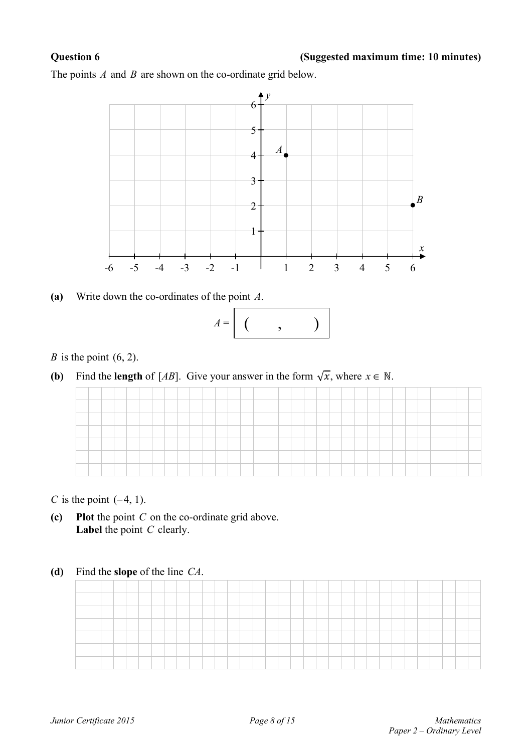**Question 6** **(Suggested maximum time: 10 minutes)**

The points $A$ and $B$ are shown on the co-ordinate grid below.

**(a)** Write down the co-ordinates of the point $A$.

$A =$ ( , )

$B$ is the point $(6, 2)$.

**(b)** Find the **length** of $[AB]$. Give your answer in the form $\sqrt{x}$, where $x \in \mathbb{N}$.

$C$ is the point $(-4, 1)$.

**(c)** **Plot** the point $C$ on the co-ordinate grid above.
**Label** the point $C$ clearly.

**(d)** Find the **slope** of the line $CA$.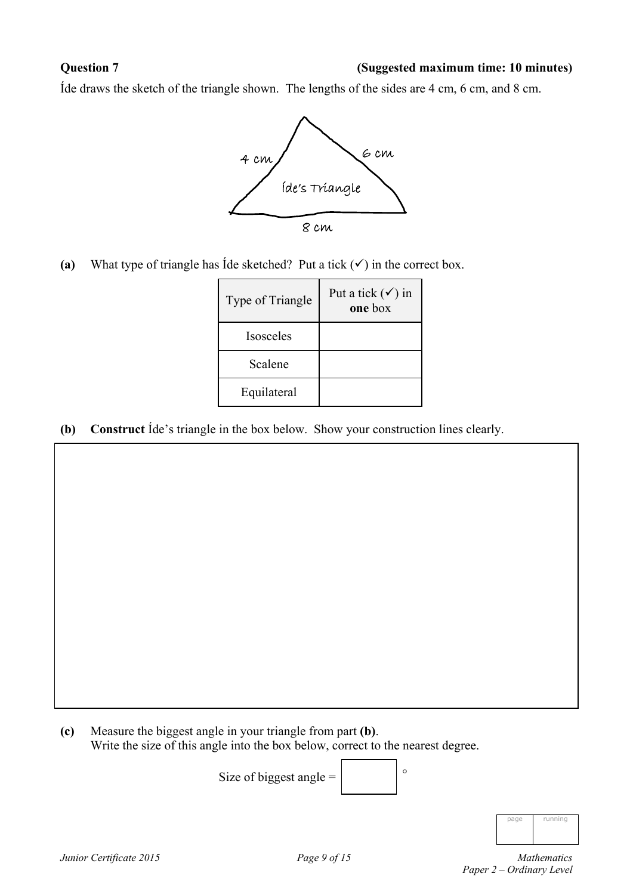**Question 7** **(Suggested maximum time: 10 minutes)**

Íde draws the sketch of the triangle shown. The lengths of the sides are 4 cm, 6 cm, and 8 cm.

4 cm

6 cm

Íde's Triangle

8 cm

**(a)** What type of triangle has Íde sketched? Put a tick (✓) in the correct box.

| Type of Triangle | Put a tick (✓) in **one** box |
|---|---|
| Isosceles | |
| Scalene | |
| Equilateral | |

**(b)** **Construct** Íde's triangle in the box below. Show your construction lines clearly.

**(c)** Measure the biggest angle in your triangle from part **(b)**.
Write the size of this angle into the box below, correct to the nearest degree.

Size of biggest angle = ☐ °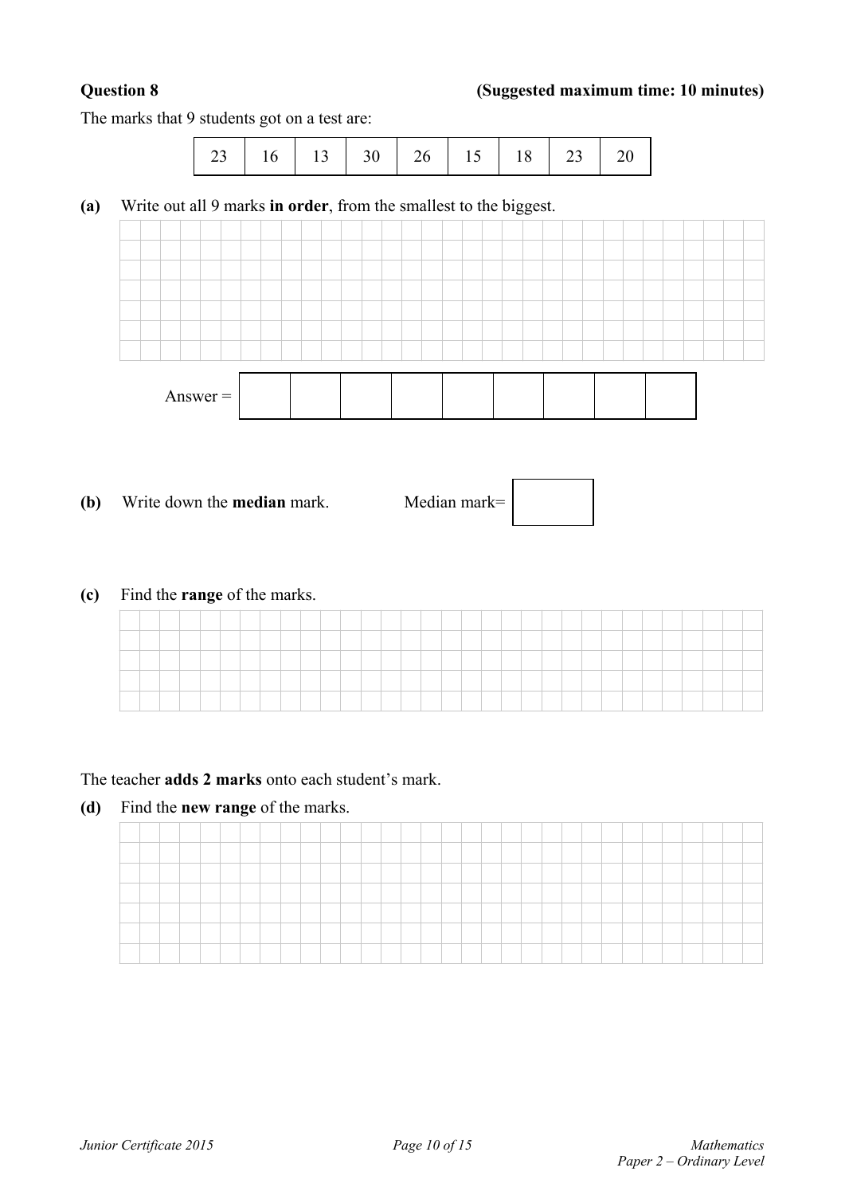**Question 8** **(Suggested maximum time: 10 minutes)**

The marks that 9 students got on a test are:

| 23 | 16 | 13 | 30 | 26 | 15 | 18 | 23 | 20 |
|---|---|---|---|---|---|---|---|---|

**(a)** Write out all 9 marks **in order**, from the smallest to the biggest.

Answer =

| | | | | | | | | |
|---|---|---|---|---|---|---|---|---|
| | | | | | | | | |

**(b)** Write down the **median** mark. Median mark=

**(c)** Find the **range** of the marks.

The teacher **adds 2 marks** onto each student's mark.

**(d)** Find the **new range** of the marks.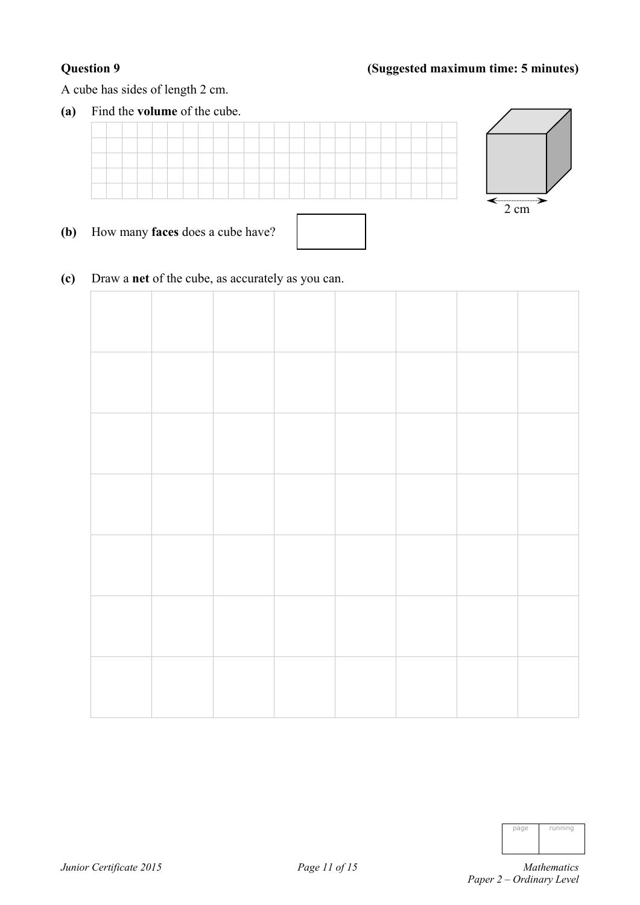**Question 9** **(Suggested maximum time: 5 minutes)**

A cube has sides of length 2 cm.

**(a)** Find the **volume** of the cube.

2 cm

**(b)** How many **faces** does a cube have?

**(c)** Draw a **net** of the cube, as accurately as you can.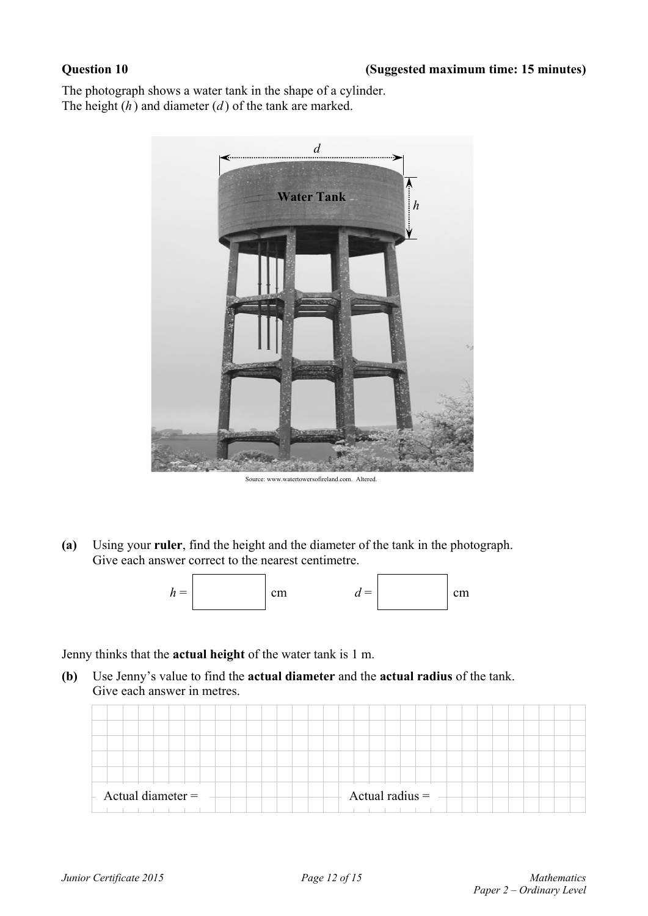**Question 10** **(Suggested maximum time: 15 minutes)**

The photograph shows a water tank in the shape of a cylinder.
The height ($h$) and diameter ($d$) of the tank are marked.

Source: www.watertowersofireland.com. Altered.

**(a)** Using your **ruler**, find the height and the diameter of the tank in the photograph.
Give each answer correct to the nearest centimetre.

$h =$ ☐ cm $d =$ ☐ cm

Jenny thinks that the **actual height** of the water tank is 1 m.

**(b)** Use Jenny's value to find the **actual diameter** and the **actual radius** of the tank.
Give each answer in metres.

Actual diameter = Actual radius =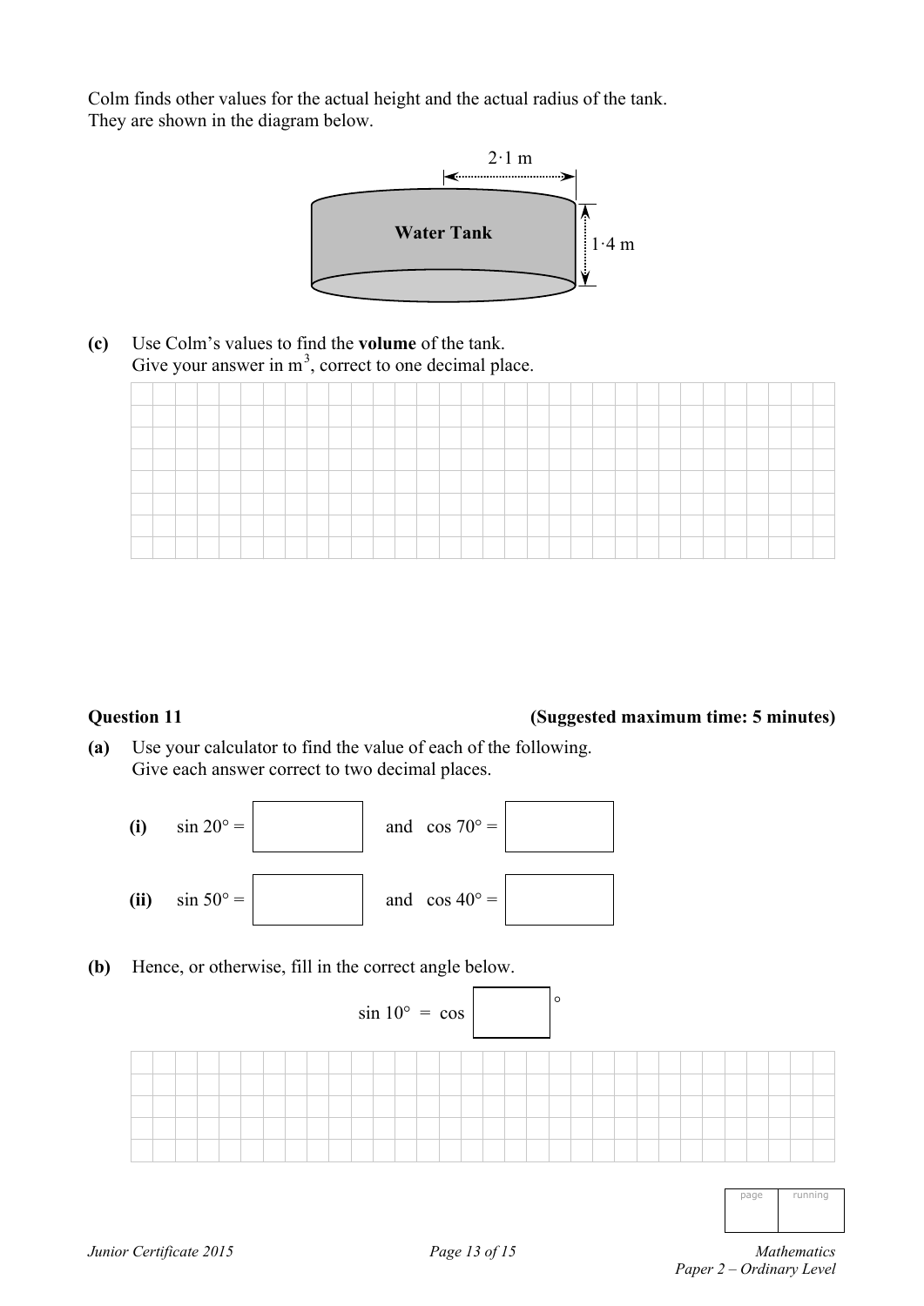Colm finds other values for the actual height and the actual radius of the tank.
They are shown in the diagram below.

Water Tank

2·1 m

1·4 m

**(c)** Use Colm's values to find the **volume** of the tank.
Give your answer in $m^3$, correct to one decimal place.

## Question 11

**(Suggested maximum time: 5 minutes)**

**(a)** Use your calculator to find the value of each of the following.
Give each answer correct to two decimal places.

**(i)** $\sin 20° =$ ☐ and $\cos 70° =$ ☐

**(ii)** $\sin 50° =$ ☐ and $\cos 40° =$ ☐

**(b)** Hence, or otherwise, fill in the correct angle below.

$$\sin 10° = \cos \square °$$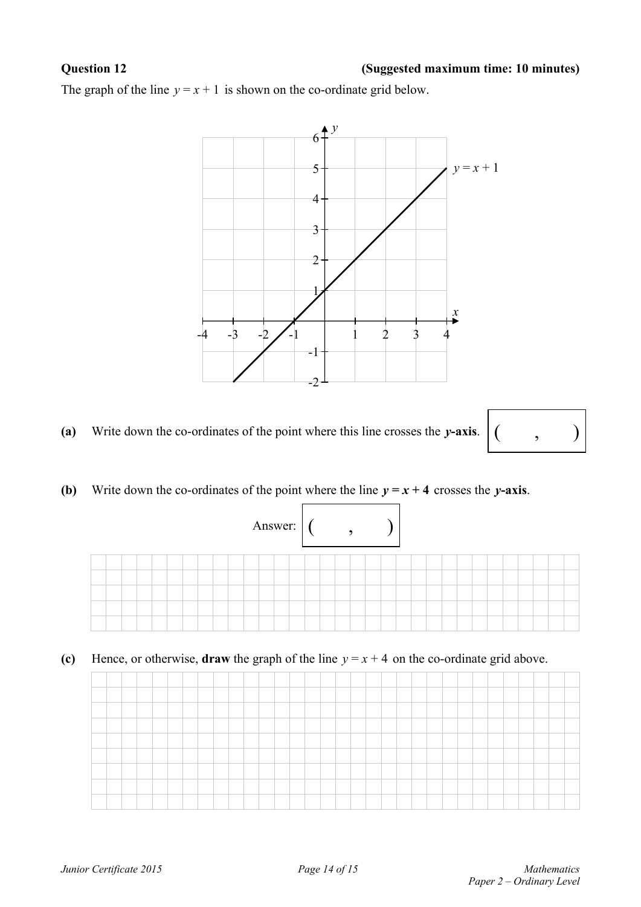**Question 12** **(Suggested maximum time: 10 minutes)**

The graph of the line $y = x + 1$ is shown on the co-ordinate grid below.

**(a)** Write down the co-ordinates of the point where this line crosses the ***y*-axis**. ( , )

**(b)** Write down the co-ordinates of the point where the line $\boldsymbol{y = x + 4}$ crosses the ***y*-axis**.

Answer: ( , )

**(c)** Hence, or otherwise, **draw** the graph of the line $y = x + 4$ on the co-ordinate grid above.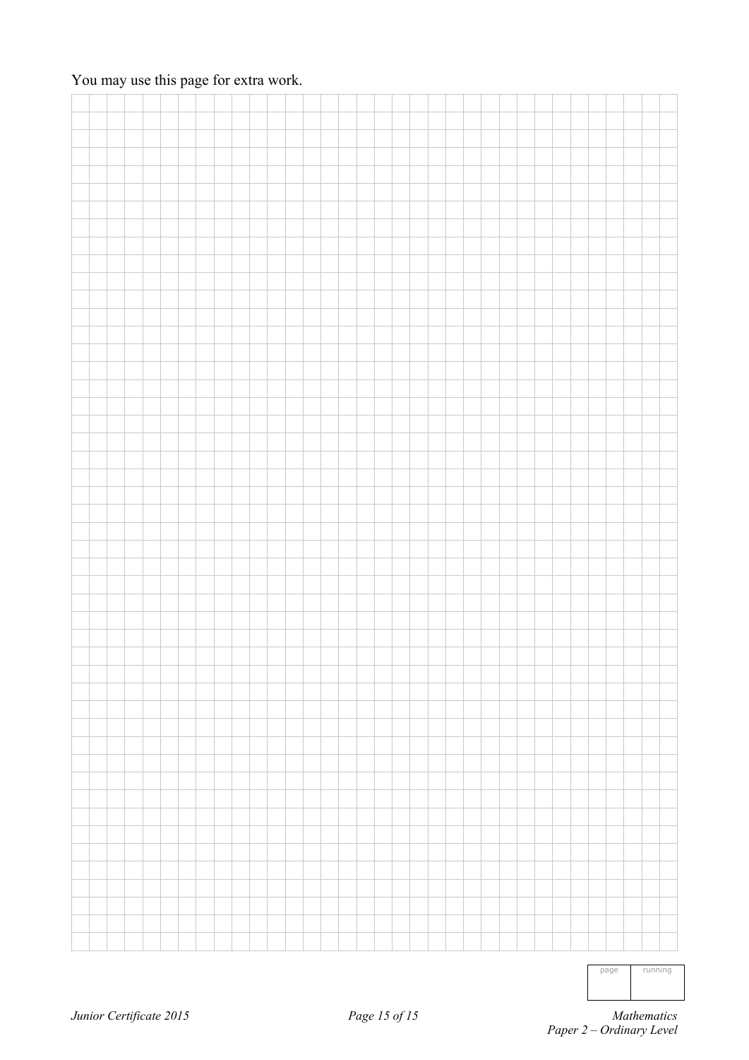You may use this page for extra work.

| page | running |
| --- | --- |
| | |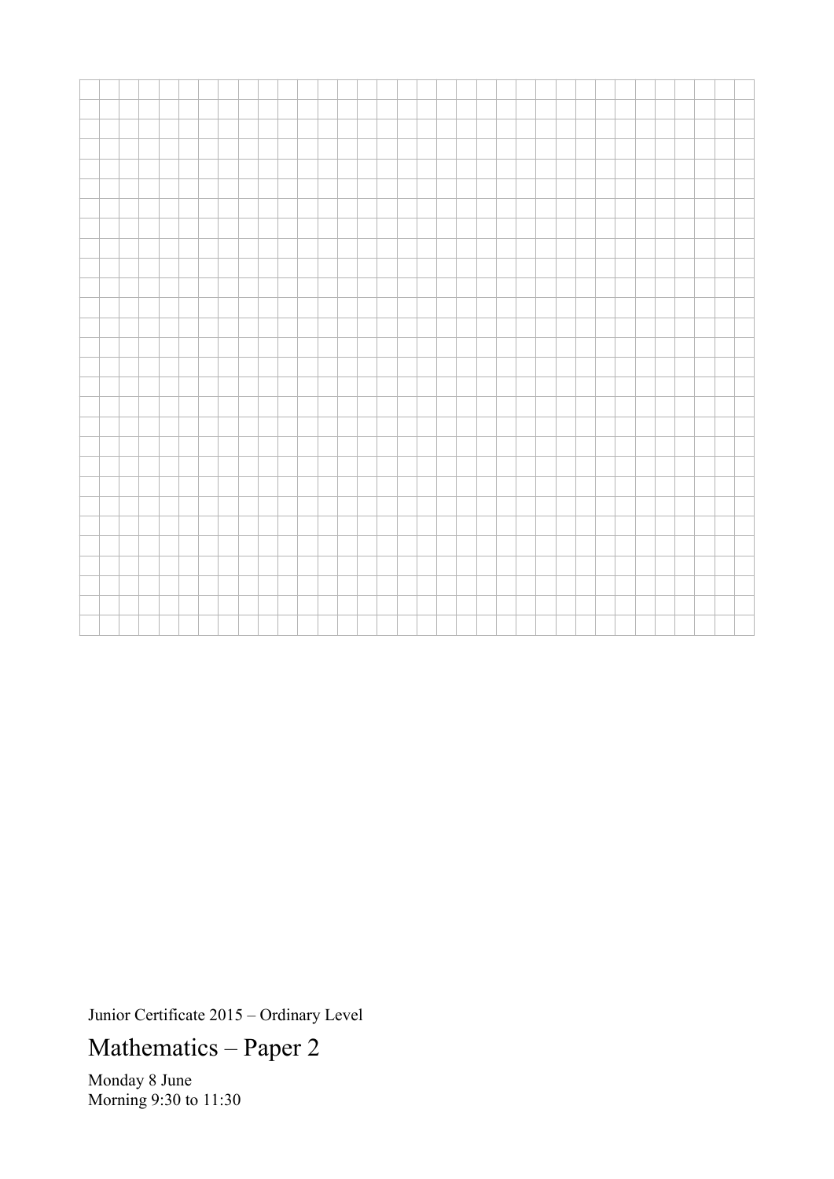Junior Certificate 2015 – Ordinary Level

# Mathematics – Paper 2

Monday 8 June
Morning 9:30 to 11:30